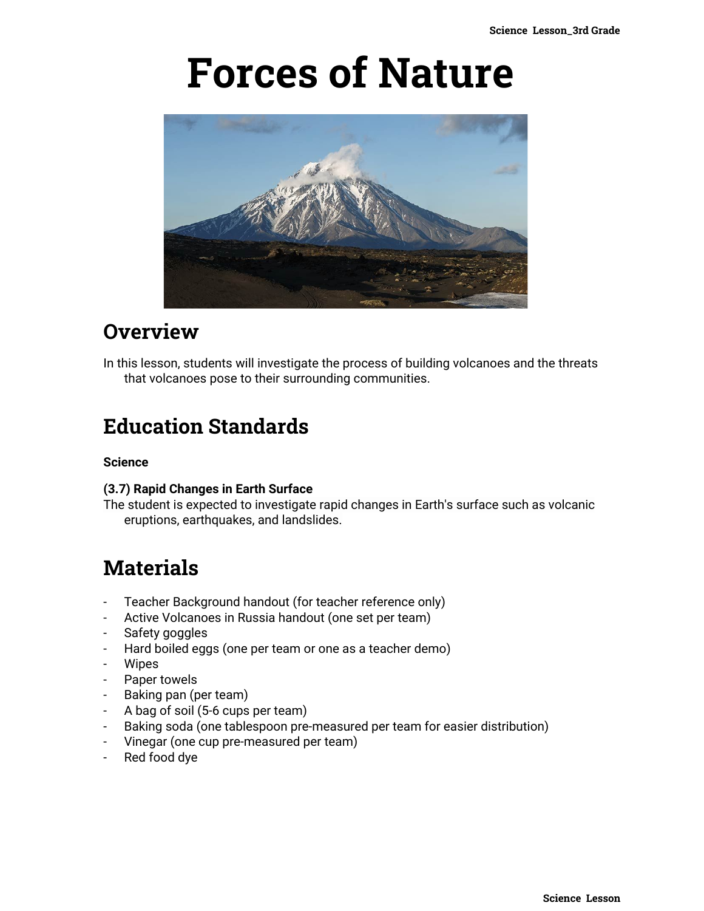# Forces of Nature

## Overview

In this lesson, students will investigate the process of building volcanoes and the threats that volcanoes pose to their surrounding communities.

## Education Standards

**Science**

**(3.7) Rapid Changes in Earth Surface**
The student is expected to investigate rapid changes in Earth's surface such as volcanic eruptions, earthquakes, and landslides.

## Materials

- Teacher Background handout (for teacher reference only)
- Active Volcanoes in Russia handout (one set per team)
- Safety goggles
- Hard boiled eggs (one per team or one as a teacher demo)
- Wipes
- Paper towels
- Baking pan (per team)
- A bag of soil (5-6 cups per team)
- Baking soda (one tablespoon pre-measured per team for easier distribution)
- Vinegar (one cup pre-measured per team)
- Red food dye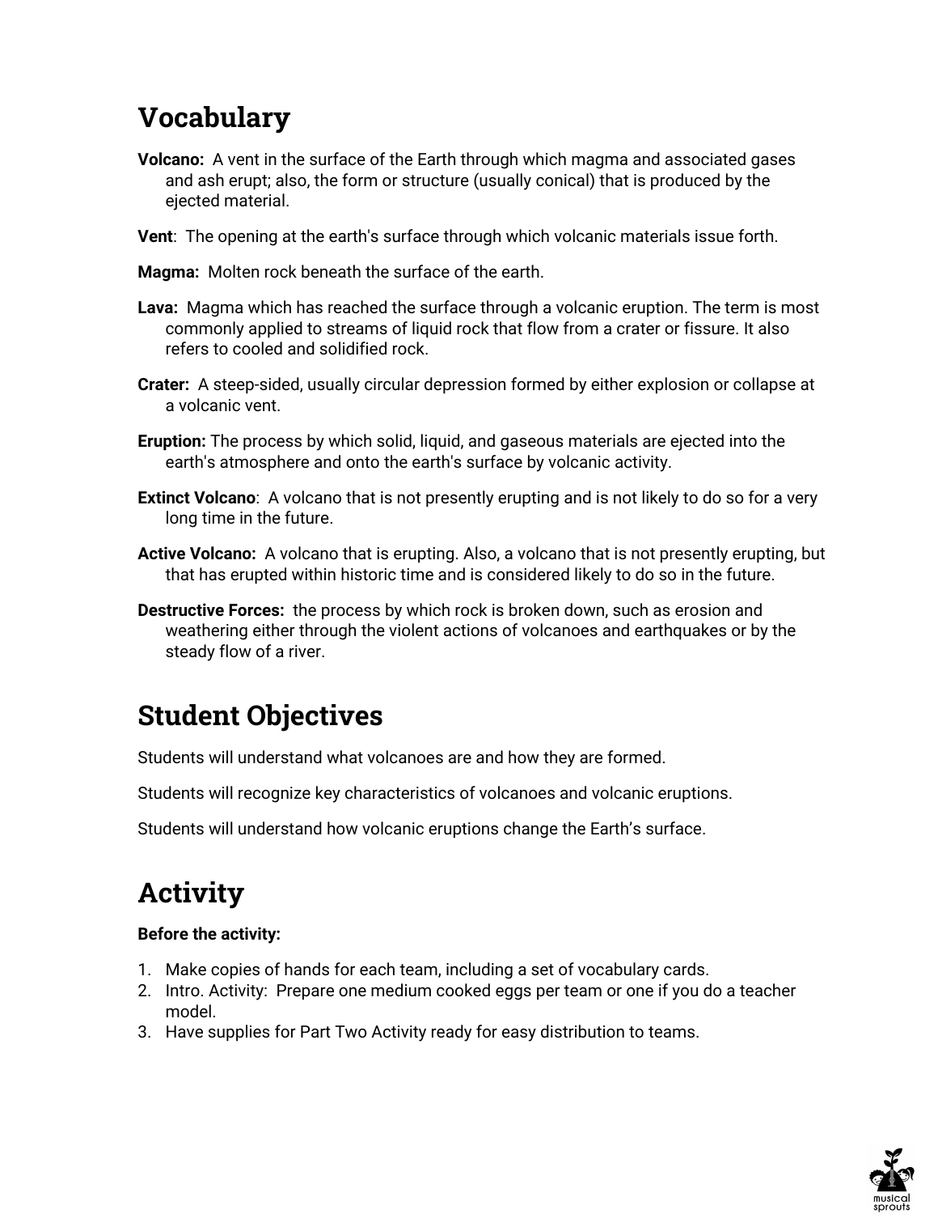## Vocabulary

**Volcano:** A vent in the surface of the Earth through which magma and associated gases and ash erupt; also, the form or structure (usually conical) that is produced by the ejected material.

**Vent**: The opening at the earth's surface through which volcanic materials issue forth.

**Magma:** Molten rock beneath the surface of the earth.

**Lava:** Magma which has reached the surface through a volcanic eruption. The term is most commonly applied to streams of liquid rock that flow from a crater or fissure. It also refers to cooled and solidified rock.

**Crater:** A steep-sided, usually circular depression formed by either explosion or collapse at a volcanic vent.

**Eruption:** The process by which solid, liquid, and gaseous materials are ejected into the earth's atmosphere and onto the earth's surface by volcanic activity.

**Extinct Volcano**: A volcano that is not presently erupting and is not likely to do so for a very long time in the future.

**Active Volcano:** A volcano that is erupting. Also, a volcano that is not presently erupting, but that has erupted within historic time and is considered likely to do so in the future.

**Destructive Forces:** the process by which rock is broken down, such as erosion and weathering either through the violent actions of volcanoes and earthquakes or by the steady flow of a river.

## Student Objectives

Students will understand what volcanoes are and how they are formed.

Students will recognize key characteristics of volcanoes and volcanic eruptions.

Students will understand how volcanic eruptions change the Earth's surface.

## Activity

**Before the activity:**

1. Make copies of hands for each team, including a set of vocabulary cards.
2. Intro. Activity: Prepare one medium cooked eggs per team or one if you do a teacher model.
3. Have supplies for Part Two Activity ready for easy distribution to teams.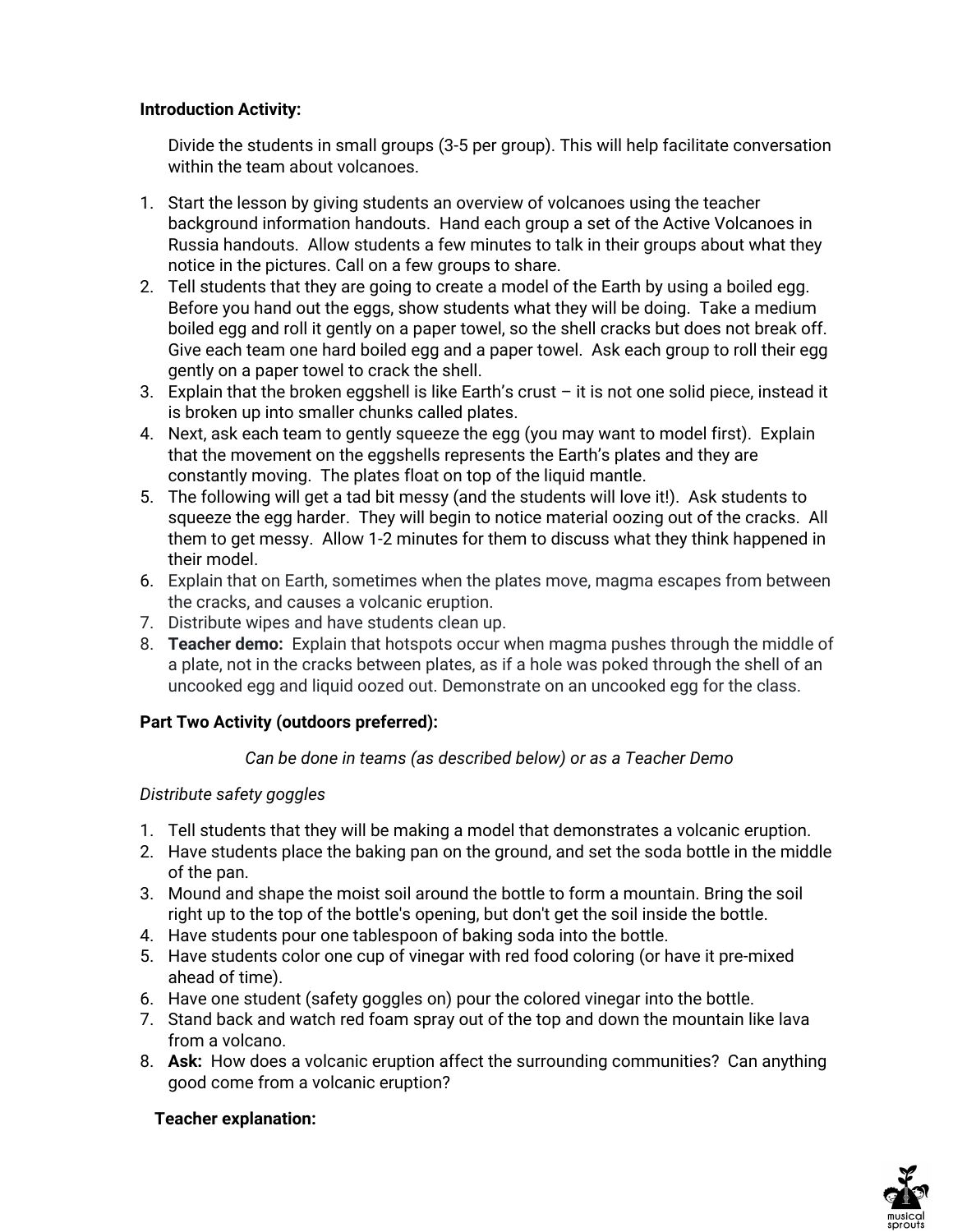**Introduction Activity:**

Divide the students in small groups (3-5 per group). This will help facilitate conversation within the team about volcanoes.

1. Start the lesson by giving students an overview of volcanoes using the teacher background information handouts. Hand each group a set of the Active Volcanoes in Russia handouts. Allow students a few minutes to talk in their groups about what they notice in the pictures. Call on a few groups to share.
2. Tell students that they are going to create a model of the Earth by using a boiled egg. Before you hand out the eggs, show students what they will be doing. Take a medium boiled egg and roll it gently on a paper towel, so the shell cracks but does not break off. Give each team one hard boiled egg and a paper towel. Ask each group to roll their egg gently on a paper towel to crack the shell.
3. Explain that the broken eggshell is like Earth's crust – it is not one solid piece, instead it is broken up into smaller chunks called plates.
4. Next, ask each team to gently squeeze the egg (you may want to model first). Explain that the movement on the eggshells represents the Earth's plates and they are constantly moving. The plates float on top of the liquid mantle.
5. The following will get a tad bit messy (and the students will love it!). Ask students to squeeze the egg harder. They will begin to notice material oozing out of the cracks. All them to get messy. Allow 1-2 minutes for them to discuss what they think happened in their model.
6. Explain that on Earth, sometimes when the plates move, magma escapes from between the cracks, and causes a volcanic eruption.
7. Distribute wipes and have students clean up.
8. **Teacher demo:** Explain that hotspots occur when magma pushes through the middle of a plate, not in the cracks between plates, as if a hole was poked through the shell of an uncooked egg and liquid oozed out. Demonstrate on an uncooked egg for the class.

**Part Two Activity (outdoors preferred):**

*Can be done in teams (as described below) or as a Teacher Demo*

*Distribute safety goggles*

1. Tell students that they will be making a model that demonstrates a volcanic eruption.
2. Have students place the baking pan on the ground, and set the soda bottle in the middle of the pan.
3. Mound and shape the moist soil around the bottle to form a mountain. Bring the soil right up to the top of the bottle's opening, but don't get the soil inside the bottle.
4. Have students pour one tablespoon of baking soda into the bottle.
5. Have students color one cup of vinegar with red food coloring (or have it pre-mixed ahead of time).
6. Have one student (safety goggles on) pour the colored vinegar into the bottle.
7. Stand back and watch red foam spray out of the top and down the mountain like lava from a volcano.
8. **Ask:** How does a volcanic eruption affect the surrounding communities? Can anything good come from a volcanic eruption?

**Teacher explanation:**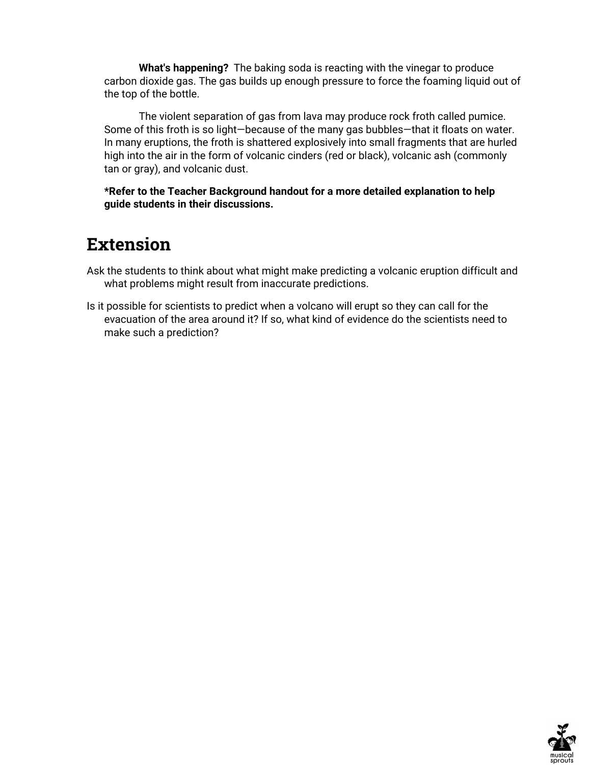**What's happening?** The baking soda is reacting with the vinegar to produce carbon dioxide gas. The gas builds up enough pressure to force the foaming liquid out of the top of the bottle.

The violent separation of gas from lava may produce rock froth called pumice. Some of this froth is so light—because of the many gas bubbles—that it floats on water. In many eruptions, the froth is shattered explosively into small fragments that are hurled high into the air in the form of volcanic cinders (red or black), volcanic ash (commonly tan or gray), and volcanic dust.

**\*Refer to the Teacher Background handout for a more detailed explanation to help guide students in their discussions.**

## Extension

Ask the students to think about what might make predicting a volcanic eruption difficult and what problems might result from inaccurate predictions.

Is it possible for scientists to predict when a volcano will erupt so they can call for the evacuation of the area around it? If so, what kind of evidence do the scientists need to make such a prediction?